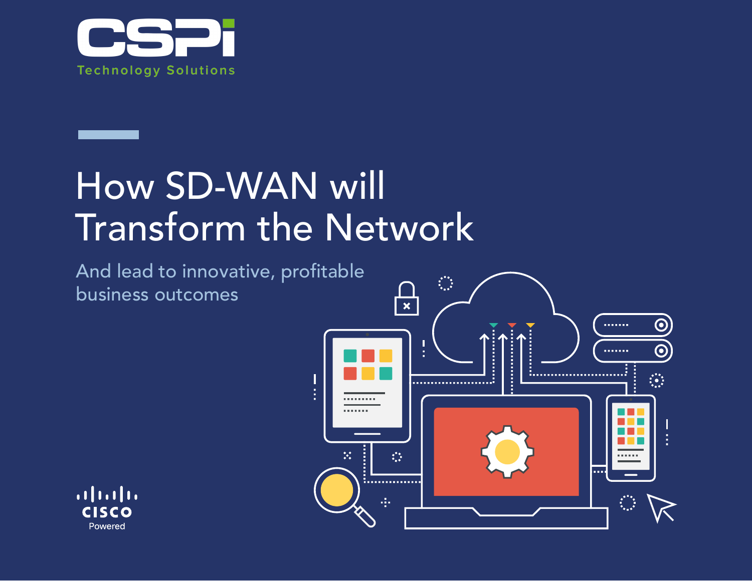CSPi

Technology Solutions

# How SD-WAN will Transform the Network

## And lead to innovative, profitable business outcomes

cisco

Powered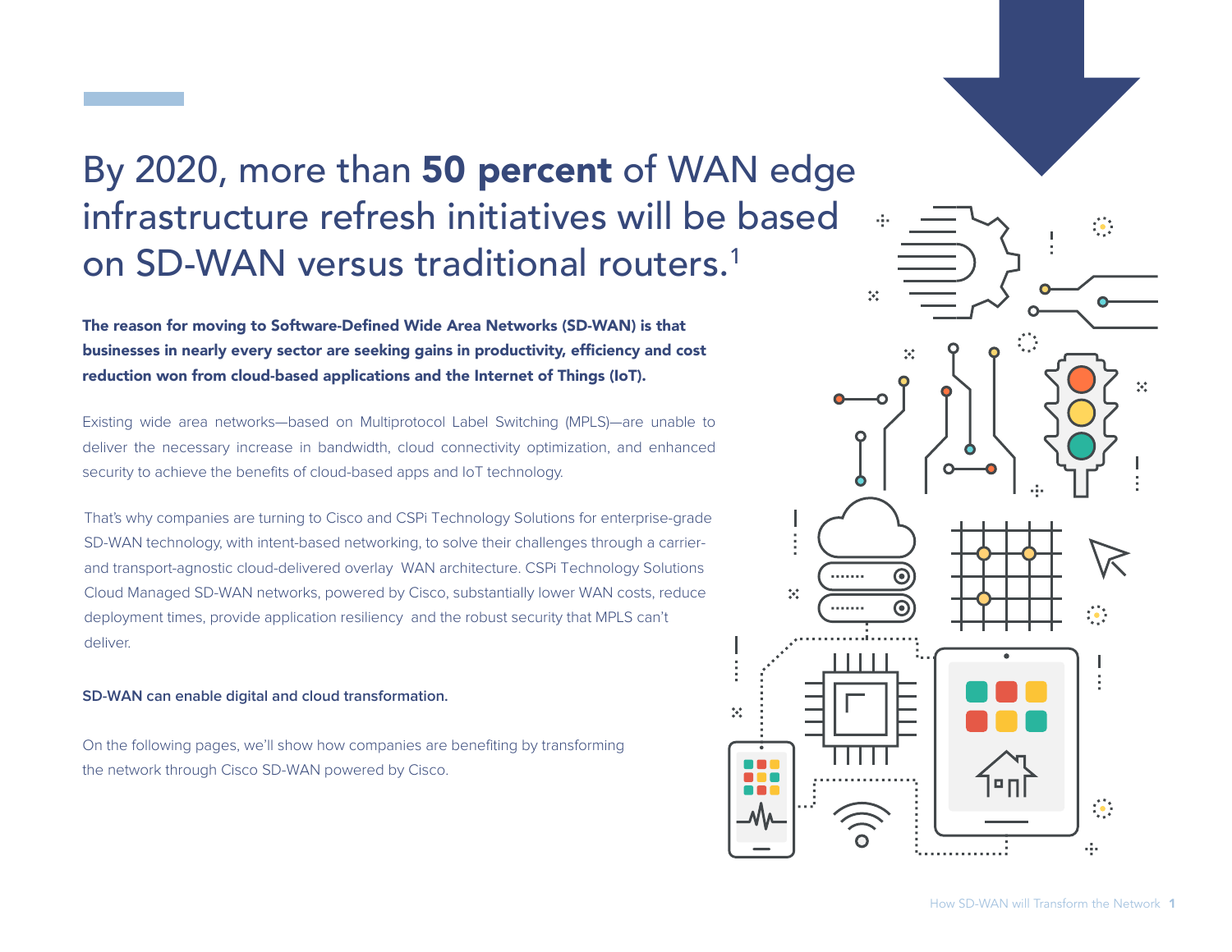# By 2020, more than **50 percent** of WAN edge infrastructure refresh initiatives will be based on SD-WAN versus traditional routers.[1]

**The reason for moving to Software-Defined Wide Area Networks (SD-WAN) is that businesses in nearly every sector are seeking gains in productivity, efficiency and cost reduction won from cloud-based applications and the Internet of Things (IoT).**

Existing wide area networks—based on Multiprotocol Label Switching (MPLS)—are unable to deliver the necessary increase in bandwidth, cloud connectivity optimization, and enhanced security to achieve the benefits of cloud-based apps and IoT technology.

That's why companies are turning to Cisco and CSPi Technology Solutions for enterprise-grade SD-WAN technology, with intent-based networking, to solve their challenges through a carrier- and transport-agnostic cloud-delivered overlay WAN architecture. CSPi Technology Solutions Cloud Managed SD-WAN networks, powered by Cisco, substantially lower WAN costs, reduce deployment times, provide application resiliency and the robust security that MPLS can't deliver.

**SD-WAN can enable digital and cloud transformation.**

On the following pages, we'll show how companies are benefiting by transforming the network through Cisco SD-WAN powered by Cisco.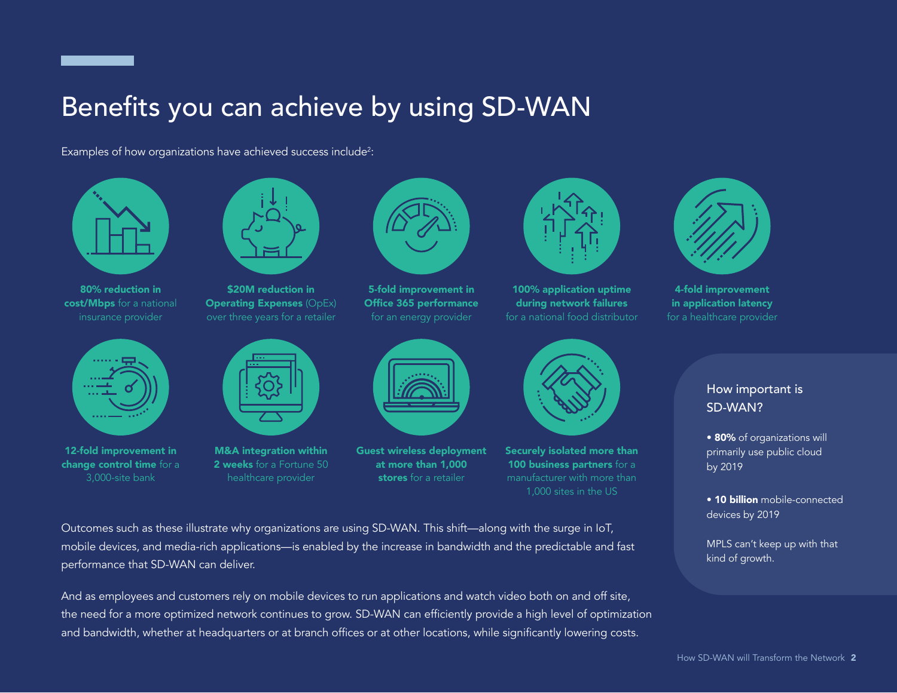# Benefits you can achieve by using SD-WAN

Examples of how organizations have achieved success include[2]:

- **80% reduction in cost/Mbps** for a national insurance provider
- **$20M reduction in Operating Expenses** (OpEx) over three years for a retailer
- **5-fold improvement in Office 365 performance** for an energy provider
- **100% application uptime during network failures** for a national food distributor
- **4-fold improvement in application latency** for a healthcare provider
- **12-fold improvement in change control time** for a 3,000-site bank
- **M&A integration within 2 weeks** for a Fortune 50 healthcare provider
- **Guest wireless deployment at more than 1,000 stores** for a retailer
- **Securely isolated more than 100 business partners** for a manufacturer with more than 1,000 sites in the US

Outcomes such as these illustrate why organizations are using SD-WAN. This shift—along with the surge in IoT, mobile devices, and media-rich applications—is enabled by the increase in bandwidth and the predictable and fast performance that SD-WAN can deliver.

And as employees and customers rely on mobile devices to run applications and watch video both on and off site, the need for a more optimized network continues to grow. SD-WAN can efficiently provide a high level of optimization and bandwidth, whether at headquarters or at branch offices or at other locations, while significantly lowering costs.

### How important is SD-WAN?

- **80%** of organizations will primarily use public cloud by 2019
- **10 billion** mobile-connected devices by 2019

MPLS can't keep up with that kind of growth.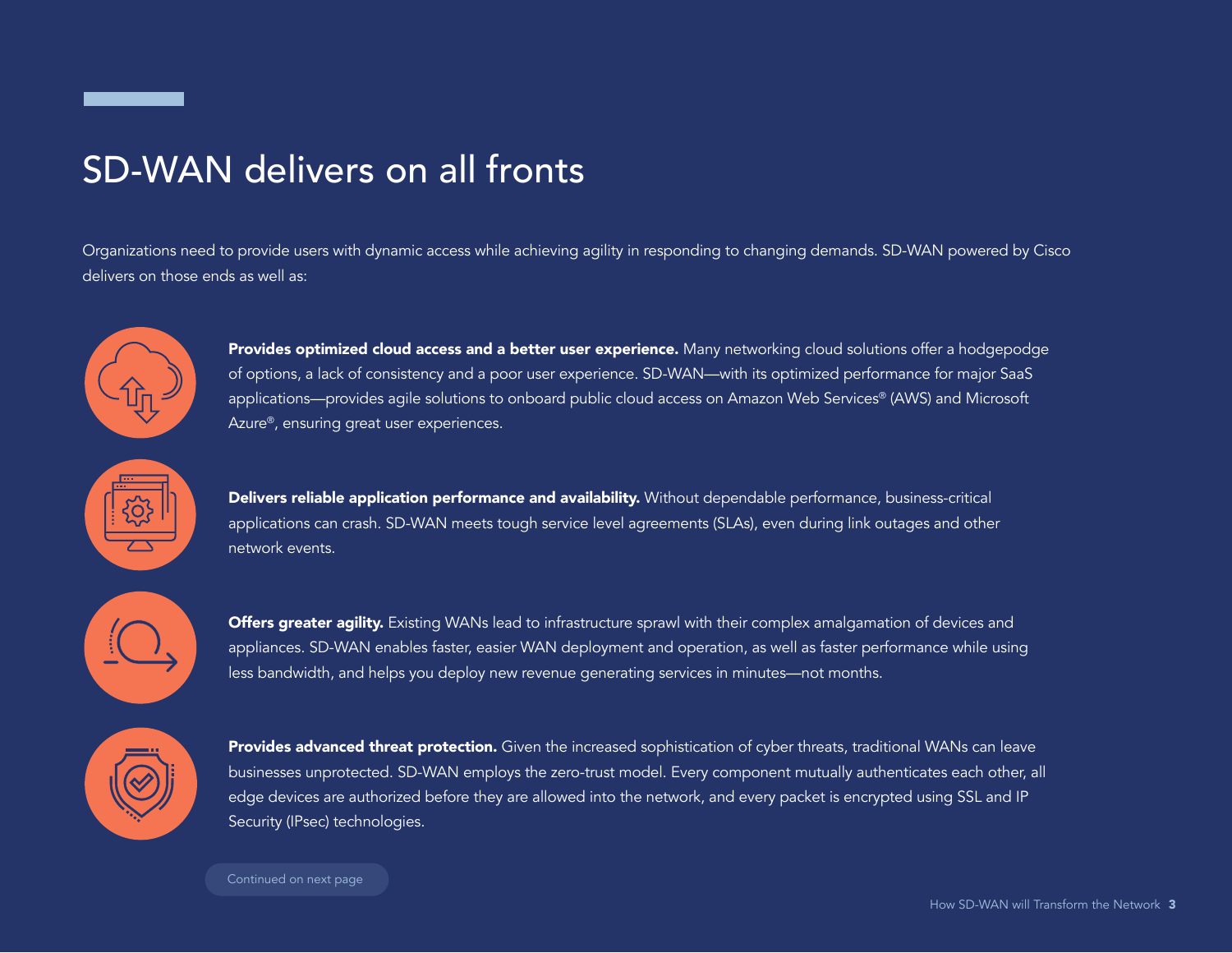# SD-WAN delivers on all fronts

Organizations need to provide users with dynamic access while achieving agility in responding to changing demands. SD-WAN powered by Cisco delivers on those ends as well as:

**Provides optimized cloud access and a better user experience.** Many networking cloud solutions offer a hodgepodge of options, a lack of consistency and a poor user experience. SD-WAN—with its optimized performance for major SaaS applications—provides agile solutions to onboard public cloud access on Amazon Web Services® (AWS) and Microsoft Azure®, ensuring great user experiences.

**Delivers reliable application performance and availability.** Without dependable performance, business-critical applications can crash. SD-WAN meets tough service level agreements (SLAs), even during link outages and other network events.

**Offers greater agility.** Existing WANs lead to infrastructure sprawl with their complex amalgamation of devices and appliances. SD-WAN enables faster, easier WAN deployment and operation, as well as faster performance while using less bandwidth, and helps you deploy new revenue generating services in minutes—not months.

**Provides advanced threat protection.** Given the increased sophistication of cyber threats, traditional WANs can leave businesses unprotected. SD-WAN employs the zero-trust model. Every component mutually authenticates each other, all edge devices are authorized before they are allowed into the network, and every packet is encrypted using SSL and IP Security (IPsec) technologies.

Continued on next page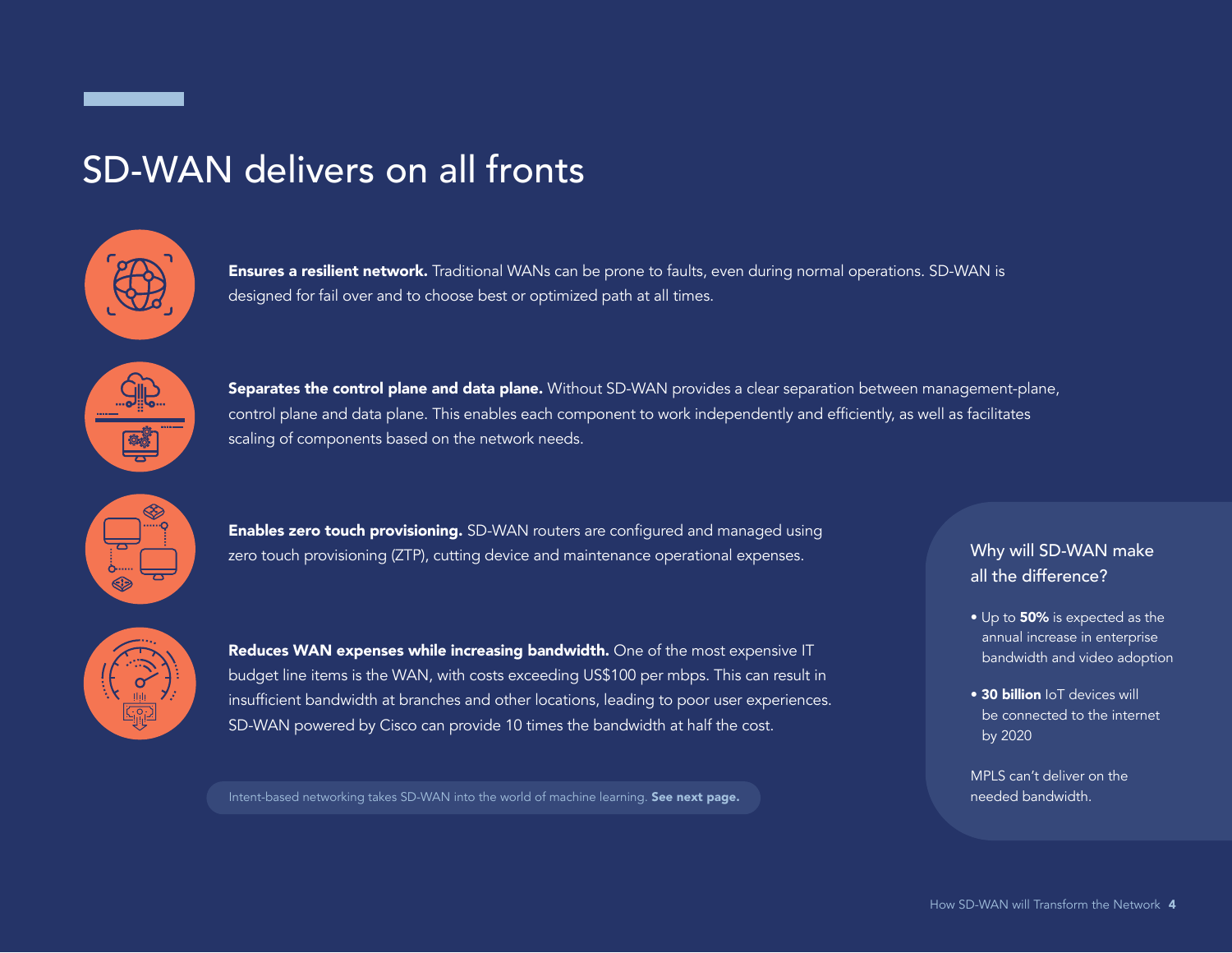# SD-WAN delivers on all fronts

**Ensures a resilient network.** Traditional WANs can be prone to faults, even during normal operations. SD-WAN is designed for fail over and to choose best or optimized path at all times.

**Separates the control plane and data plane.** Without SD-WAN provides a clear separation between management-plane, control plane and data plane. This enables each component to work independently and efficiently, as well as facilitates scaling of components based on the network needs.

**Enables zero touch provisioning.** SD-WAN routers are configured and managed using zero touch provisioning (ZTP), cutting device and maintenance operational expenses.

**Reduces WAN expenses while increasing bandwidth.** One of the most expensive IT budget line items is the WAN, with costs exceeding US$100 per mbps. This can result in insufficient bandwidth at branches and other locations, leading to poor user experiences. SD-WAN powered by Cisco can provide 10 times the bandwidth at half the cost.

Intent-based networking takes SD-WAN into the world of machine learning. **See next page.**

## Why will SD-WAN make all the difference?

- Up to **50%** is expected as the annual increase in enterprise bandwidth and video adoption
- **30 billion** IoT devices will be connected to the internet by 2020

MPLS can't deliver on the needed bandwidth.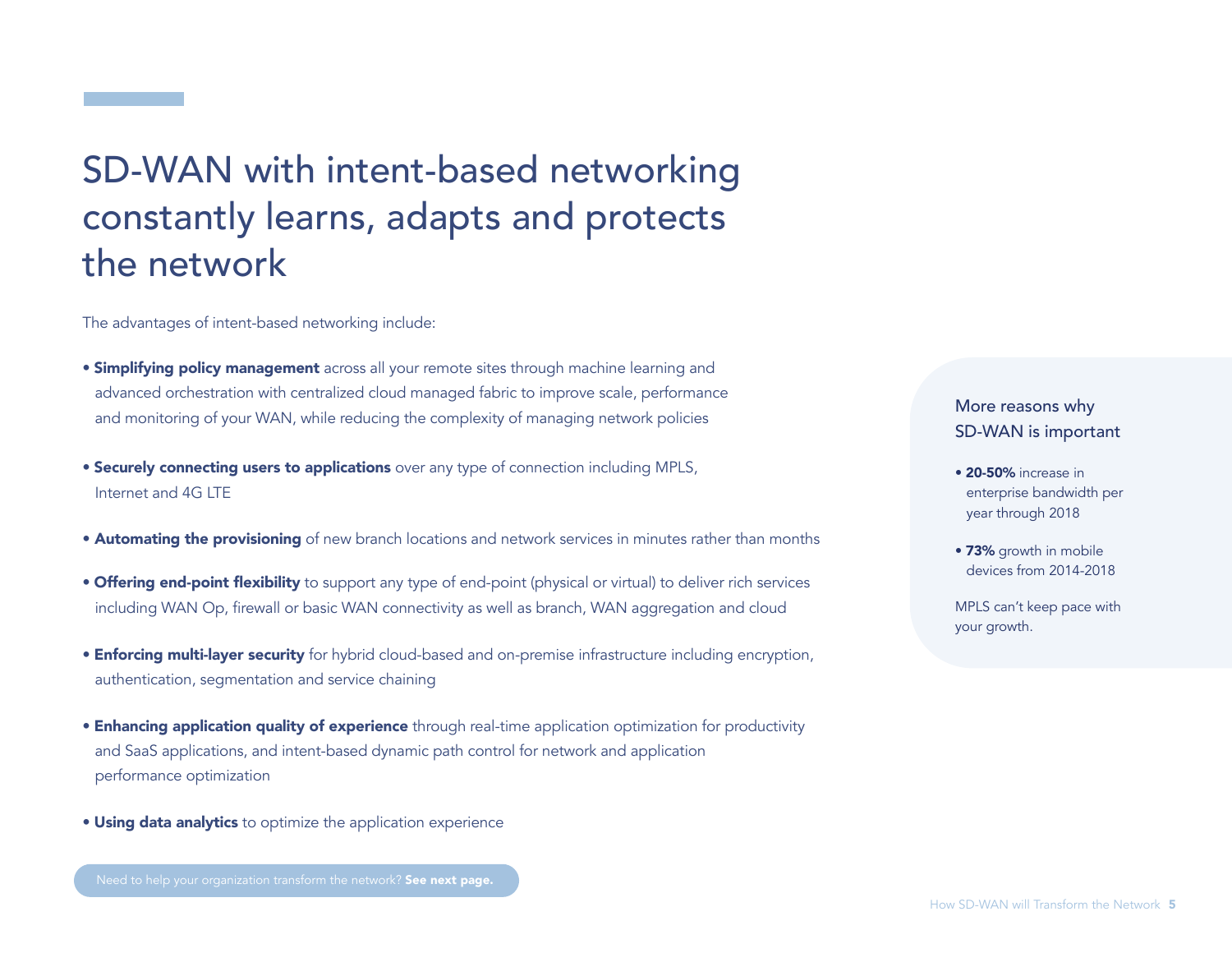# SD-WAN with intent-based networking constantly learns, adapts and protects the network

The advantages of intent-based networking include:

- **Simplifying policy management** across all your remote sites through machine learning and advanced orchestration with centralized cloud managed fabric to improve scale, performance and monitoring of your WAN, while reducing the complexity of managing network policies
- **Securely connecting users to applications** over any type of connection including MPLS, Internet and 4G LTE
- **Automating the provisioning** of new branch locations and network services in minutes rather than months
- **Offering end-point flexibility** to support any type of end-point (physical or virtual) to deliver rich services including WAN Op, firewall or basic WAN connectivity as well as branch, WAN aggregation and cloud
- **Enforcing multi-layer security** for hybrid cloud-based and on-premise infrastructure including encryption, authentication, segmentation and service chaining
- **Enhancing application quality of experience** through real-time application optimization for productivity and SaaS applications, and intent-based dynamic path control for network and application performance optimization
- **Using data analytics** to optimize the application experience

Need to help your organization transform the network? **See next page.**

### More reasons why SD-WAN is important

- **20-50%** increase in enterprise bandwidth per year through 2018
- **73%** growth in mobile devices from 2014-2018

MPLS can't keep pace with your growth.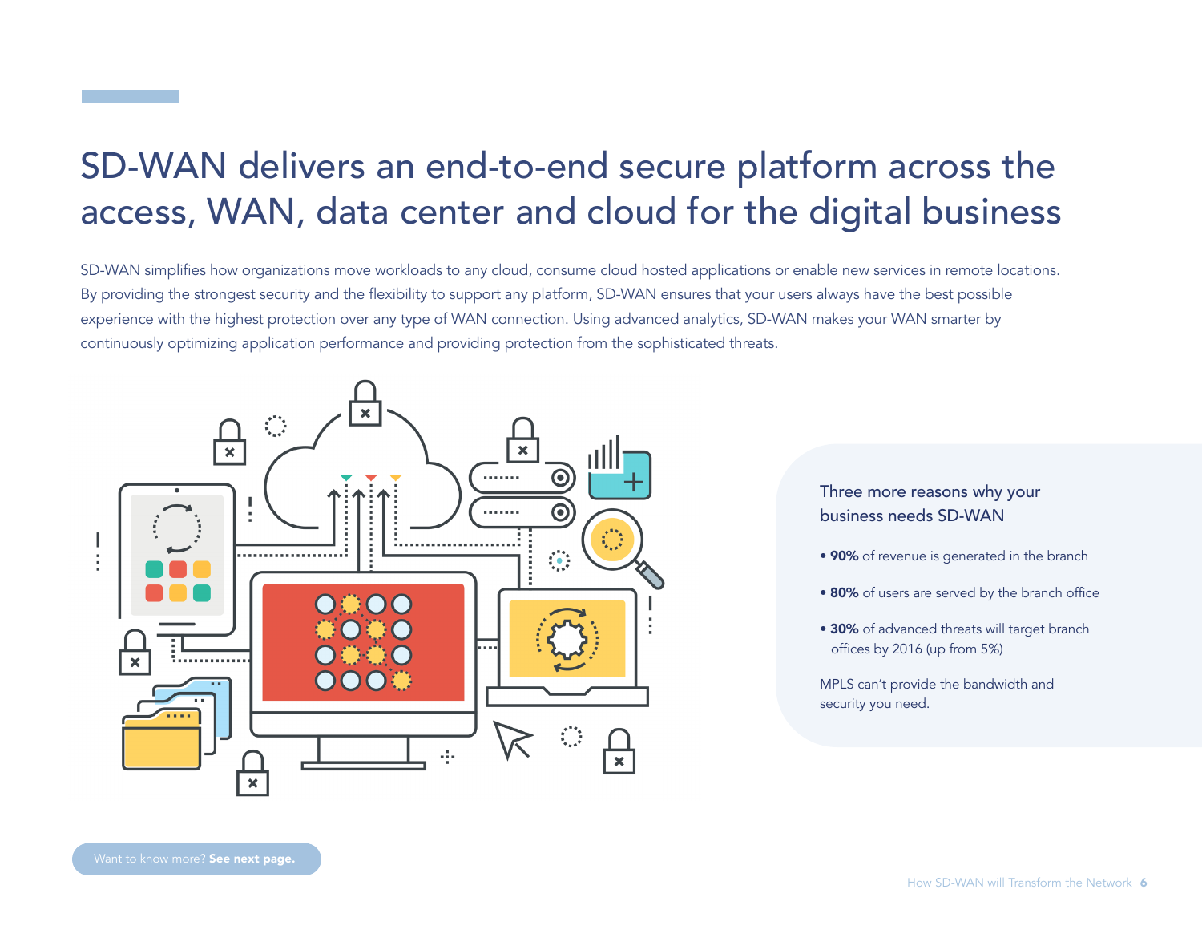# SD-WAN delivers an end-to-end secure platform across the access, WAN, data center and cloud for the digital business

SD-WAN simplifies how organizations move workloads to any cloud, consume cloud hosted applications or enable new services in remote locations. By providing the strongest security and the flexibility to support any platform, SD-WAN ensures that your users always have the best possible experience with the highest protection over any type of WAN connection. Using advanced analytics, SD-WAN makes your WAN smarter by continuously optimizing application performance and providing protection from the sophisticated threats.

## Three more reasons why your business needs SD-WAN

- **90%** of revenue is generated in the branch
- **80%** of users are served by the branch office
- **30%** of advanced threats will target branch offices by 2016 (up from 5%)

MPLS can't provide the bandwidth and security you need.

Want to know more? **See next page.**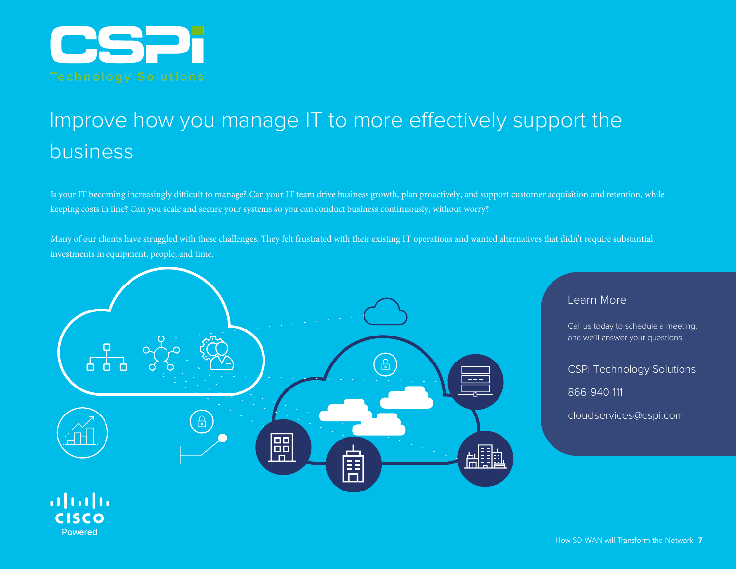# Improve how you manage IT to more effectively support the business

Is your IT becoming increasingly difficult to manage? Can your IT team drive business growth, plan proactively, and support customer acquisition and retention, while keeping costs in line? Can you scale and secure your systems so you can conduct business continuously, without worry?

Many of our clients have struggled with these challenges. They felt frustrated with their existing IT operations and wanted alternatives that didn't require substantial investments in equipment, people, and time.

## Learn More

Call us today to schedule a meeting, and we'll answer your questions.

CSPi Technology Solutions

866-940-111

cloudservices@cspi.com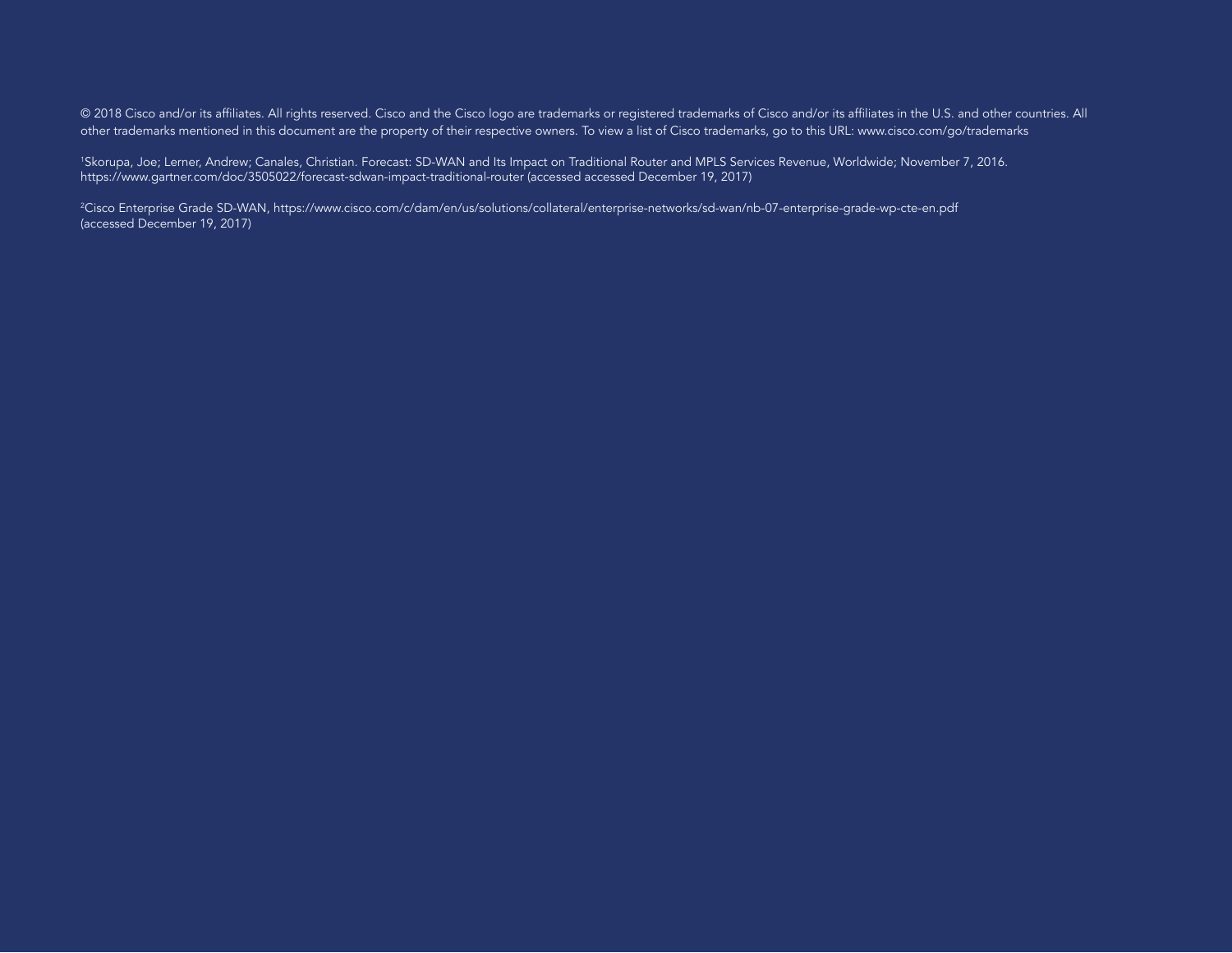© 2018 Cisco and/or its affiliates. All rights reserved. Cisco and the Cisco logo are trademarks or registered trademarks of Cisco and/or its affiliates in the U.S. and other countries. All other trademarks mentioned in this document are the property of their respective owners. To view a list of Cisco trademarks, go to this URL: www.cisco.com/go/trademarks

[1]Skorupa, Joe; Lerner, Andrew; Canales, Christian. Forecast: SD-WAN and Its Impact on Traditional Router and MPLS Services Revenue, Worldwide; November 7, 2016. https://www.gartner.com/doc/3505022/forecast-sdwan-impact-traditional-router (accessed accessed December 19, 2017)

[2]Cisco Enterprise Grade SD-WAN, https://www.cisco.com/c/dam/en/us/solutions/collateral/enterprise-networks/sd-wan/nb-07-enterprise-grade-wp-cte-en.pdf (accessed December 19, 2017)